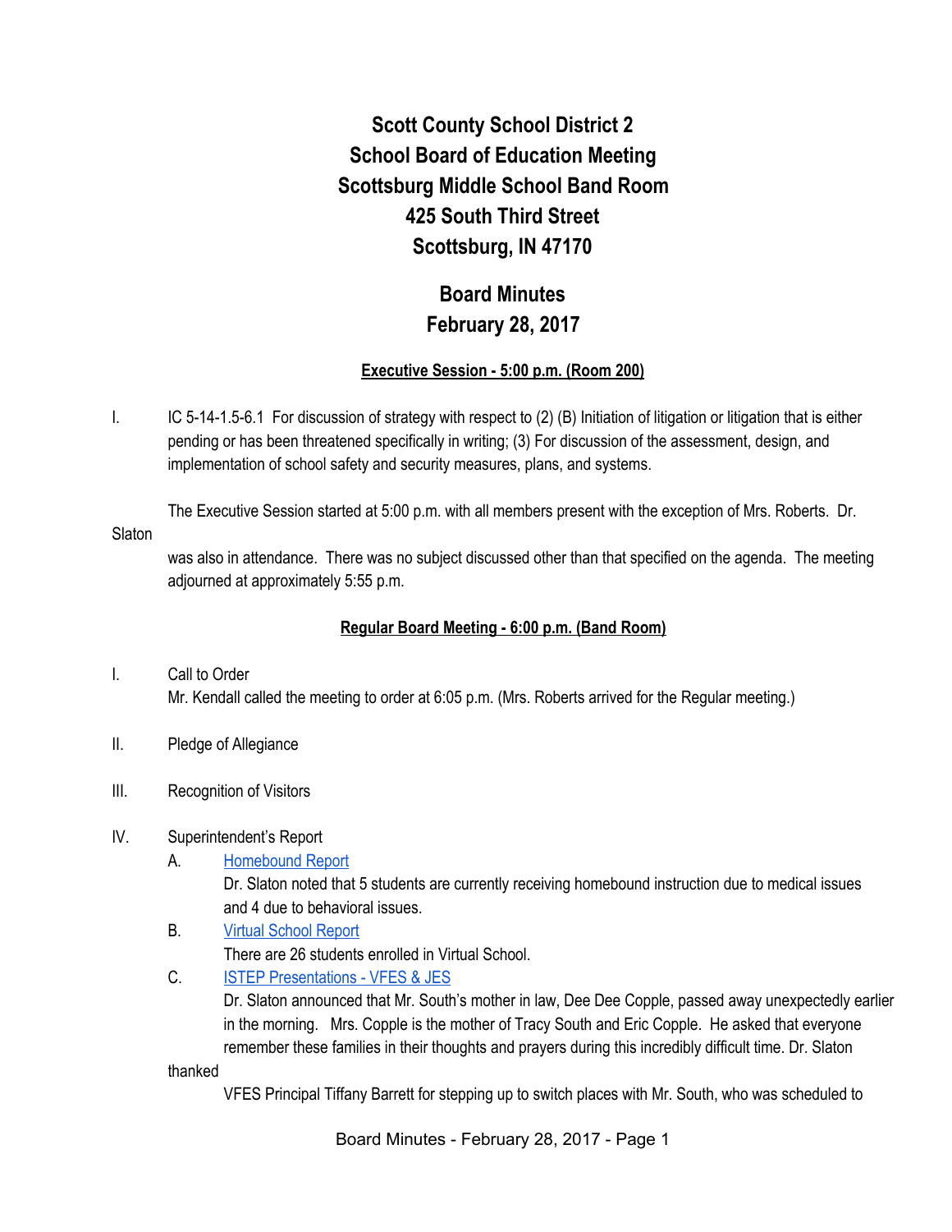# Scott County School District 2
# School Board of Education Meeting
# Scottsburg Middle School Band Room
# 425 South Third Street
# Scottsburg, IN 47170

## Board Minutes
## February 28, 2017

**Executive Session - 5:00 p.m. (Room 200)**

I. IC 5-14-1.5-6.1 For discussion of strategy with respect to (2) (B) Initiation of litigation or litigation that is either pending or has been threatened specifically in writing; (3) For discussion of the assessment, design, and implementation of school safety and security measures, plans, and systems.

The Executive Session started at 5:00 p.m. with all members present with the exception of Mrs. Roberts. Dr. Slaton was also in attendance. There was no subject discussed other than that specified on the agenda. The meeting adjourned at approximately 5:55 p.m.

**Regular Board Meeting - 6:00 p.m. (Band Room)**

I. Call to Order
Mr. Kendall called the meeting to order at 6:05 p.m. (Mrs. Roberts arrived for the Regular meeting.)

II. Pledge of Allegiance

III. Recognition of Visitors

IV. Superintendent's Report

A. Homebound Report
Dr. Slaton noted that 5 students are currently receiving homebound instruction due to medical issues and 4 due to behavioral issues.

B. Virtual School Report
There are 26 students enrolled in Virtual School.

C. ISTEP Presentations - VFES & JES
Dr. Slaton announced that Mr. South's mother in law, Dee Dee Copple, passed away unexpectedly earlier in the morning. Mrs. Copple is the mother of Tracy South and Eric Copple. He asked that everyone remember these families in their thoughts and prayers during this incredibly difficult time. Dr. Slaton thanked VFES Principal Tiffany Barrett for stepping up to switch places with Mr. South, who was scheduled to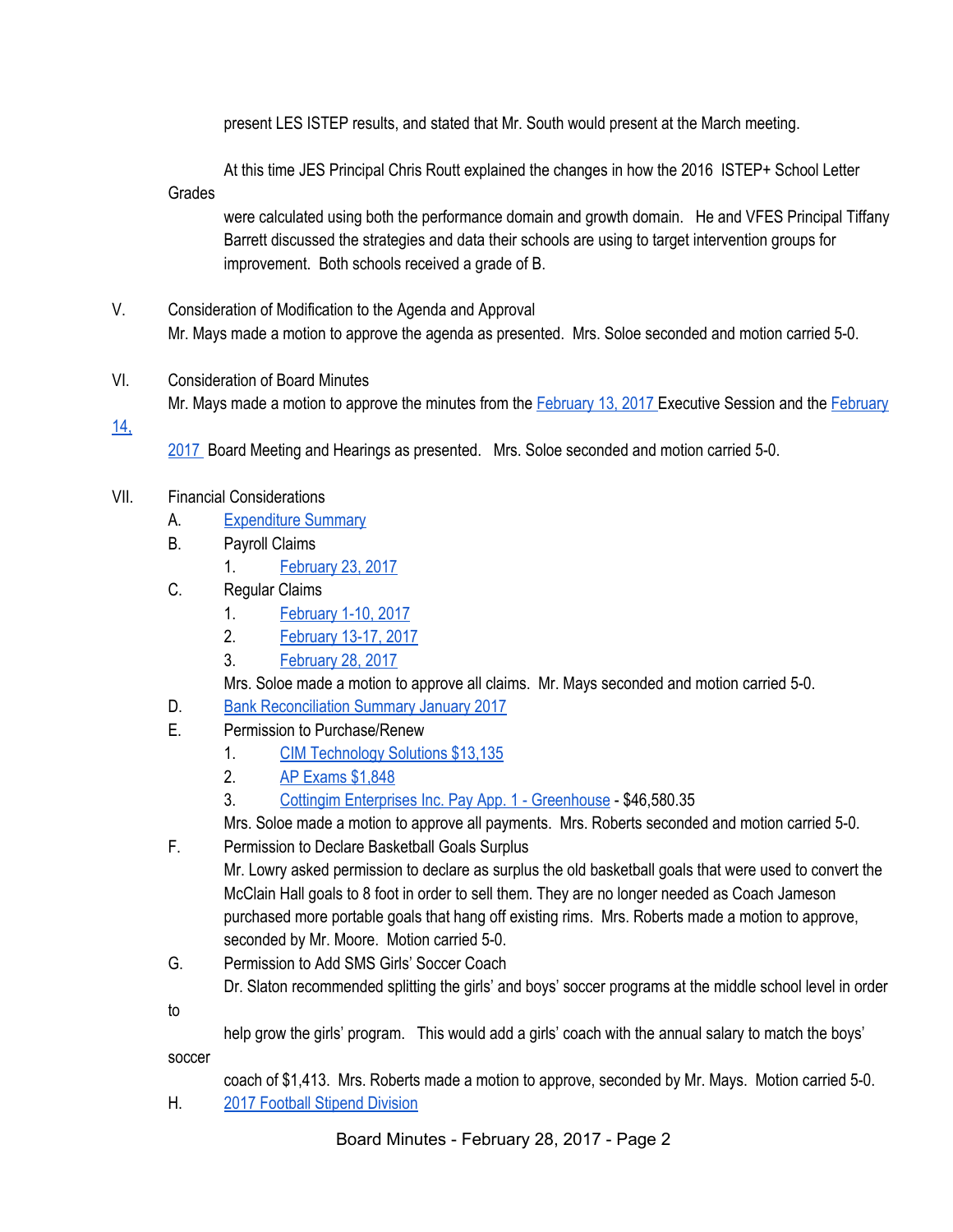present LES ISTEP results, and stated that Mr. South would present at the March meeting.

At this time JES Principal Chris Routt explained the changes in how the 2016 ISTEP+ School Letter Grades were calculated using both the performance domain and growth domain. He and VFES Principal Tiffany Barrett discussed the strategies and data their schools are using to target intervention groups for improvement. Both schools received a grade of B.

V. Consideration of Modification to the Agenda and Approval

Mr. Mays made a motion to approve the agenda as presented. Mrs. Soloe seconded and motion carried 5-0.

VI. Consideration of Board Minutes

Mr. Mays made a motion to approve the minutes from the February 13, 2017 Executive Session and the February 14, 2017 Board Meeting and Hearings as presented. Mrs. Soloe seconded and motion carried 5-0.

VII. Financial Considerations

A. Expenditure Summary

B. Payroll Claims
   1. February 23, 2017

C. Regular Claims
   1. February 1-10, 2017
   2. February 13-17, 2017
   3. February 28, 2017

   Mrs. Soloe made a motion to approve all claims. Mr. Mays seconded and motion carried 5-0.

D. Bank Reconciliation Summary January 2017

E. Permission to Purchase/Renew
   1. CIM Technology Solutions $13,135
   2. AP Exams $1,848
   3. Cottingim Enterprises Inc. Pay App. 1 - Greenhouse - $46,580.35

   Mrs. Soloe made a motion to approve all payments. Mrs. Roberts seconded and motion carried 5-0.

F. Permission to Declare Basketball Goals Surplus

   Mr. Lowry asked permission to declare as surplus the old basketball goals that were used to convert the McClain Hall goals to 8 foot in order to sell them. They are no longer needed as Coach Jameson purchased more portable goals that hang off existing rims. Mrs. Roberts made a motion to approve, seconded by Mr. Moore. Motion carried 5-0.

G. Permission to Add SMS Girls' Soccer Coach

   Dr. Slaton recommended splitting the girls' and boys' soccer programs at the middle school level in order to help grow the girls' program. This would add a girls' coach with the annual salary to match the boys' soccer coach of $1,413. Mrs. Roberts made a motion to approve, seconded by Mr. Mays. Motion carried 5-0.

H. 2017 Football Stipend Division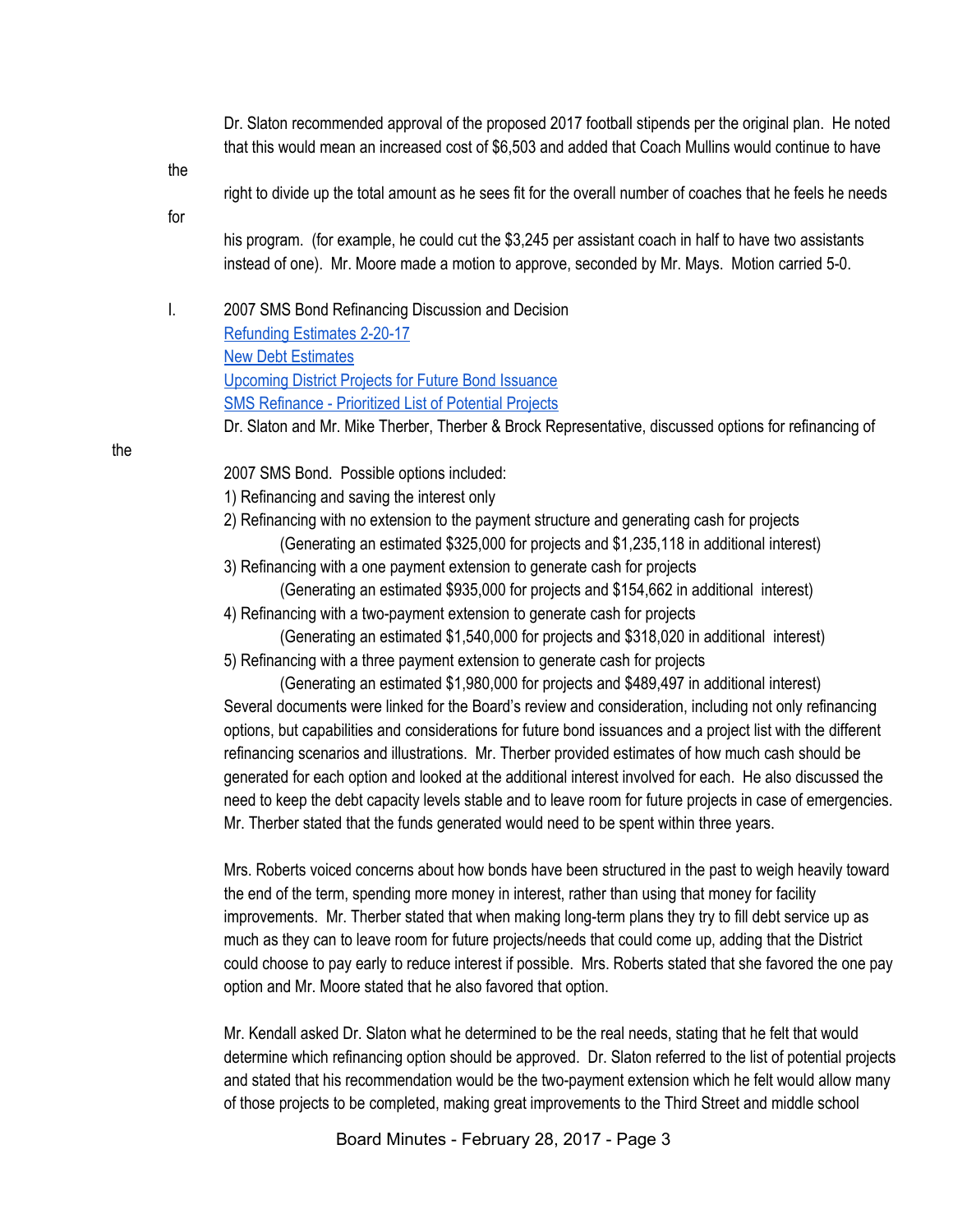Dr. Slaton recommended approval of the proposed 2017 football stipends per the original plan. He noted that this would mean an increased cost of $6,503 and added that Coach Mullins would continue to have the right to divide up the total amount as he sees fit for the overall number of coaches that he feels he needs for his program. (for example, he could cut the $3,245 per assistant coach in half to have two assistants instead of one). Mr. Moore made a motion to approve, seconded by Mr. Mays. Motion carried 5-0.

I. 2007 SMS Bond Refinancing Discussion and Decision

Refunding Estimates 2-20-17
New Debt Estimates
Upcoming District Projects for Future Bond Issuance
SMS Refinance - Prioritized List of Potential Projects

Dr. Slaton and Mr. Mike Therber, Therber & Brock Representative, discussed options for refinancing of the 2007 SMS Bond. Possible options included:

1) Refinancing and saving the interest only
2) Refinancing with no extension to the payment structure and generating cash for projects
   (Generating an estimated $325,000 for projects and $1,235,118 in additional interest)
3) Refinancing with a one payment extension to generate cash for projects
   (Generating an estimated $935,000 for projects and $154,662 in additional interest)
4) Refinancing with a two-payment extension to generate cash for projects
   (Generating an estimated $1,540,000 for projects and $318,020 in additional interest)
5) Refinancing with a three payment extension to generate cash for projects
   (Generating an estimated $1,980,000 for projects and $489,497 in additional interest)

Several documents were linked for the Board's review and consideration, including not only refinancing options, but capabilities and considerations for future bond issuances and a project list with the different refinancing scenarios and illustrations. Mr. Therber provided estimates of how much cash should be generated for each option and looked at the additional interest involved for each. He also discussed the need to keep the debt capacity levels stable and to leave room for future projects in case of emergencies. Mr. Therber stated that the funds generated would need to be spent within three years.

Mrs. Roberts voiced concerns about how bonds have been structured in the past to weigh heavily toward the end of the term, spending more money in interest, rather than using that money for facility improvements. Mr. Therber stated that when making long-term plans they try to fill debt service up as much as they can to leave room for future projects/needs that could come up, adding that the District could choose to pay early to reduce interest if possible. Mrs. Roberts stated that she favored the one pay option and Mr. Moore stated that he also favored that option.

Mr. Kendall asked Dr. Slaton what he determined to be the real needs, stating that he felt that would determine which refinancing option should be approved. Dr. Slaton referred to the list of potential projects and stated that his recommendation would be the two-payment extension which he felt would allow many of those projects to be completed, making great improvements to the Third Street and middle school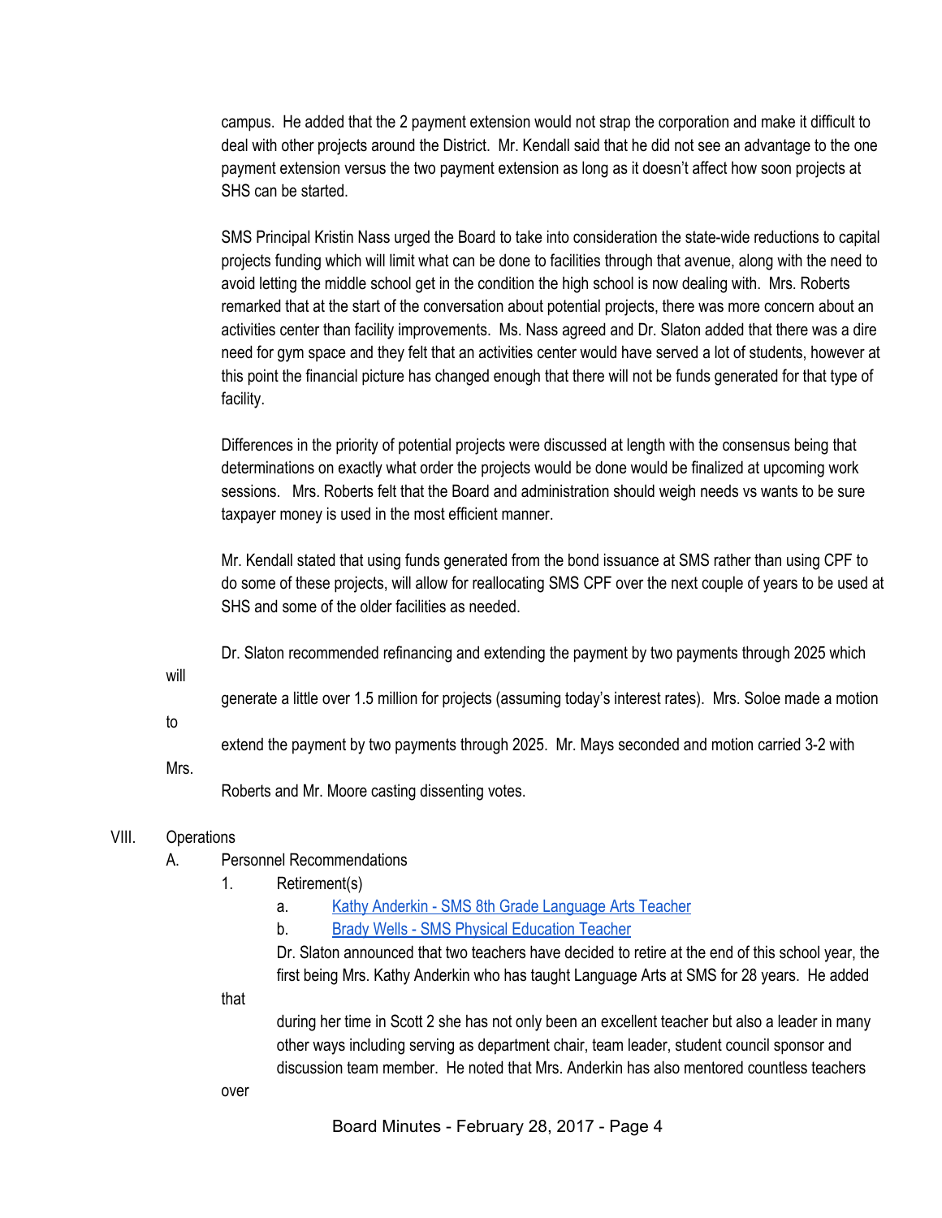campus. He added that the 2 payment extension would not strap the corporation and make it difficult to deal with other projects around the District. Mr. Kendall said that he did not see an advantage to the one payment extension versus the two payment extension as long as it doesn't affect how soon projects at SHS can be started.

SMS Principal Kristin Nass urged the Board to take into consideration the state-wide reductions to capital projects funding which will limit what can be done to facilities through that avenue, along with the need to avoid letting the middle school get in the condition the high school is now dealing with. Mrs. Roberts remarked that at the start of the conversation about potential projects, there was more concern about an activities center than facility improvements. Ms. Nass agreed and Dr. Slaton added that there was a dire need for gym space and they felt that an activities center would have served a lot of students, however at this point the financial picture has changed enough that there will not be funds generated for that type of facility.

Differences in the priority of potential projects were discussed at length with the consensus being that determinations on exactly what order the projects would be done would be finalized at upcoming work sessions. Mrs. Roberts felt that the Board and administration should weigh needs vs wants to be sure taxpayer money is used in the most efficient manner.

Mr. Kendall stated that using funds generated from the bond issuance at SMS rather than using CPF to do some of these projects, will allow for reallocating SMS CPF over the next couple of years to be used at SHS and some of the older facilities as needed.

Dr. Slaton recommended refinancing and extending the payment by two payments through 2025 which will generate a little over 1.5 million for projects (assuming today's interest rates). Mrs. Soloe made a motion to extend the payment by two payments through 2025. Mr. Mays seconded and motion carried 3-2 with Mrs. Roberts and Mr. Moore casting dissenting votes.

VIII. Operations

A. Personnel Recommendations

1. Retirement(s)

   a. Kathy Anderkin - SMS 8th Grade Language Arts Teacher

   b. Brady Wells - SMS Physical Education Teacher

   Dr. Slaton announced that two teachers have decided to retire at the end of this school year, the first being Mrs. Kathy Anderkin who has taught Language Arts at SMS for 28 years. He added that during her time in Scott 2 she has not only been an excellent teacher but also a leader in many other ways including serving as department chair, team leader, student council sponsor and discussion team member. He noted that Mrs. Anderkin has also mentored countless teachers over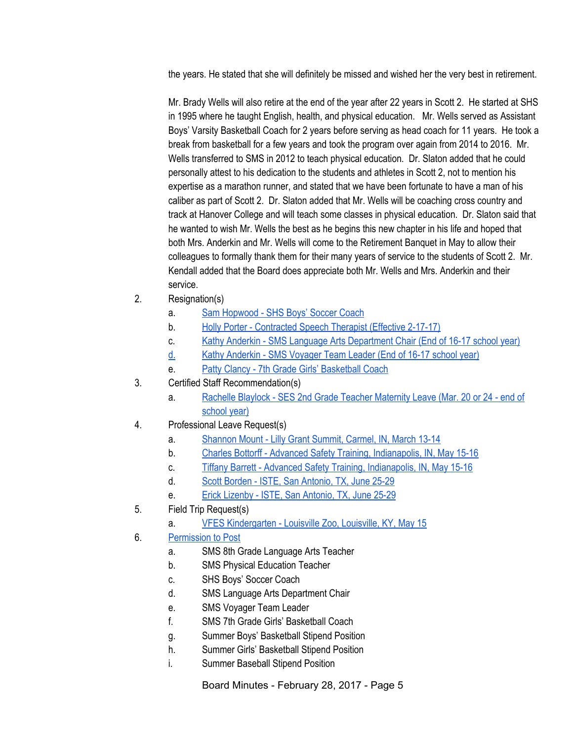the years. He stated that she will definitely be missed and wished her the very best in retirement.

Mr. Brady Wells will also retire at the end of the year after 22 years in Scott 2. He started at SHS in 1995 where he taught English, health, and physical education. Mr. Wells served as Assistant Boys' Varsity Basketball Coach for 2 years before serving as head coach for 11 years. He took a break from basketball for a few years and took the program over again from 2014 to 2016. Mr. Wells transferred to SMS in 2012 to teach physical education. Dr. Slaton added that he could personally attest to his dedication to the students and athletes in Scott 2, not to mention his expertise as a marathon runner, and stated that we have been fortunate to have a man of his caliber as part of Scott 2. Dr. Slaton added that Mr. Wells will be coaching cross country and track at Hanover College and will teach some classes in physical education. Dr. Slaton said that he wanted to wish Mr. Wells the best as he begins this new chapter in his life and hoped that both Mrs. Anderkin and Mr. Wells will come to the Retirement Banquet in May to allow their colleagues to formally thank them for their many years of service to the students of Scott 2. Mr. Kendall added that the Board does appreciate both Mr. Wells and Mrs. Anderkin and their service.

2. Resignation(s)
   a. Sam Hopwood - SHS Boys' Soccer Coach
   b. Holly Porter - Contracted Speech Therapist (Effective 2-17-17)
   c. Kathy Anderkin - SMS Language Arts Department Chair (End of 16-17 school year)
   d. Kathy Anderkin - SMS Voyager Team Leader (End of 16-17 school year)
   e. Patty Clancy - 7th Grade Girls' Basketball Coach
3. Certified Staff Recommendation(s)
   a. Rachelle Blaylock - SES 2nd Grade Teacher Maternity Leave (Mar. 20 or 24 - end of school year)
4. Professional Leave Request(s)
   a. Shannon Mount - Lilly Grant Summit, Carmel, IN, March 13-14
   b. Charles Bottorff - Advanced Safety Training, Indianapolis, IN, May 15-16
   c. Tiffany Barrett - Advanced Safety Training, Indianapolis, IN, May 15-16
   d. Scott Borden - ISTE, San Antonio, TX, June 25-29
   e. Erick Lizenby - ISTE, San Antonio, TX, June 25-29
5. Field Trip Request(s)
   a. VFES Kindergarten - Louisville Zoo, Louisville, KY, May 15
6. Permission to Post
   a. SMS 8th Grade Language Arts Teacher
   b. SMS Physical Education Teacher
   c. SHS Boys' Soccer Coach
   d. SMS Language Arts Department Chair
   e. SMS Voyager Team Leader
   f. SMS 7th Grade Girls' Basketball Coach
   g. Summer Boys' Basketball Stipend Position
   h. Summer Girls' Basketball Stipend Position
   i. Summer Baseball Stipend Position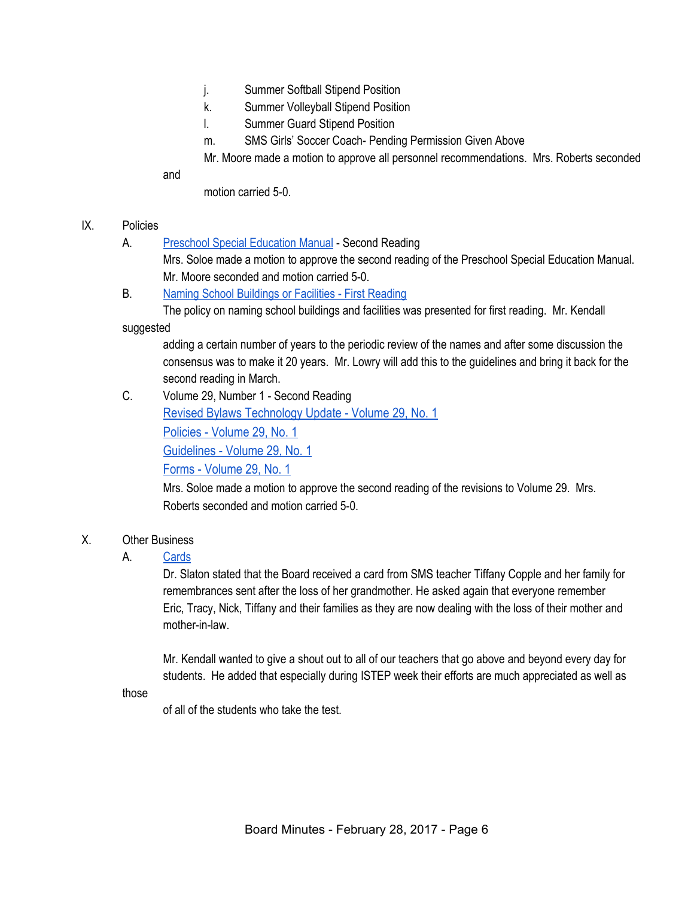j. Summer Softball Stipend Position

k. Summer Volleyball Stipend Position

l. Summer Guard Stipend Position

m. SMS Girls' Soccer Coach- Pending Permission Given Above

Mr. Moore made a motion to approve all personnel recommendations. Mrs. Roberts seconded and motion carried 5-0.

IX. Policies

A. Preschool Special Education Manual - Second Reading

Mrs. Soloe made a motion to approve the second reading of the Preschool Special Education Manual. Mr. Moore seconded and motion carried 5-0.

B. Naming School Buildings or Facilities - First Reading

The policy on naming school buildings and facilities was presented for first reading. Mr. Kendall suggested adding a certain number of years to the periodic review of the names and after some discussion the consensus was to make it 20 years. Mr. Lowry will add this to the guidelines and bring it back for the second reading in March.

C. Volume 29, Number 1 - Second Reading

Revised Bylaws Technology Update - Volume 29, No. 1

Policies - Volume 29, No. 1

Guidelines - Volume 29, No. 1

Forms - Volume 29, No. 1

Mrs. Soloe made a motion to approve the second reading of the revisions to Volume 29. Mrs. Roberts seconded and motion carried 5-0.

X. Other Business

A. Cards

Dr. Slaton stated that the Board received a card from SMS teacher Tiffany Copple and her family for remembrances sent after the loss of her grandmother. He asked again that everyone remember Eric, Tracy, Nick, Tiffany and their families as they are now dealing with the loss of their mother and mother-in-law.

Mr. Kendall wanted to give a shout out to all of our teachers that go above and beyond every day for students. He added that especially during ISTEP week their efforts are much appreciated as well as those of all of the students who take the test.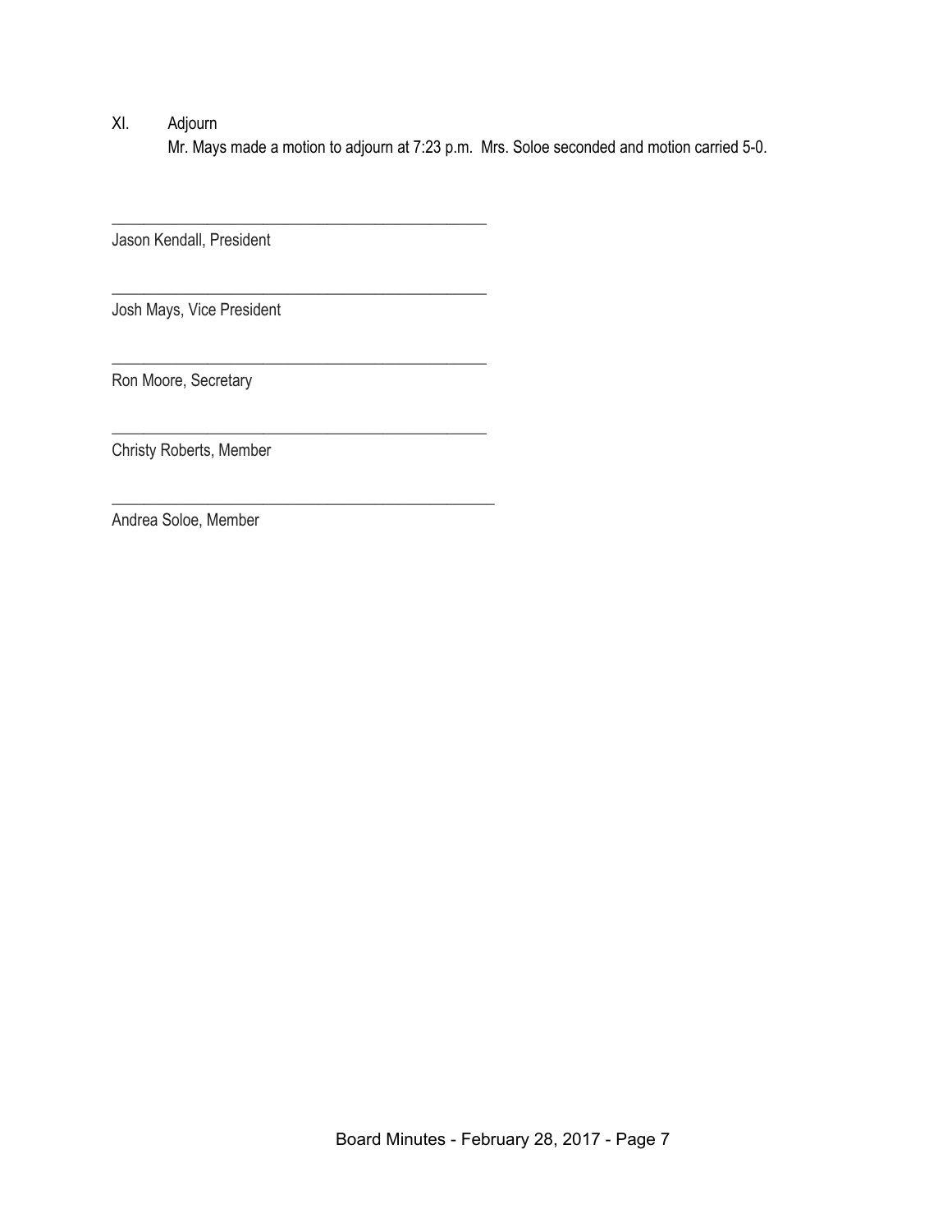XI. Adjourn

Mr. Mays made a motion to adjourn at 7:23 p.m. Mrs. Soloe seconded and motion carried 5-0.

\_\_\_\_\_\_\_\_\_\_\_\_\_\_\_\_\_\_\_\_\_\_\_\_\_\_\_\_\_\_\_\_\_\_\_\_\_\_\_\_\_\_\_\_\_\_

Jason Kendall, President

\_\_\_\_\_\_\_\_\_\_\_\_\_\_\_\_\_\_\_\_\_\_\_\_\_\_\_\_\_\_\_\_\_\_\_\_\_\_\_\_\_\_\_\_\_\_

Josh Mays, Vice President

\_\_\_\_\_\_\_\_\_\_\_\_\_\_\_\_\_\_\_\_\_\_\_\_\_\_\_\_\_\_\_\_\_\_\_\_\_\_\_\_\_\_\_\_\_\_

Ron Moore, Secretary

\_\_\_\_\_\_\_\_\_\_\_\_\_\_\_\_\_\_\_\_\_\_\_\_\_\_\_\_\_\_\_\_\_\_\_\_\_\_\_\_\_\_\_\_\_\_

Christy Roberts, Member

\_\_\_\_\_\_\_\_\_\_\_\_\_\_\_\_\_\_\_\_\_\_\_\_\_\_\_\_\_\_\_\_\_\_\_\_\_\_\_\_\_\_\_\_\_\_

Andrea Soloe, Member